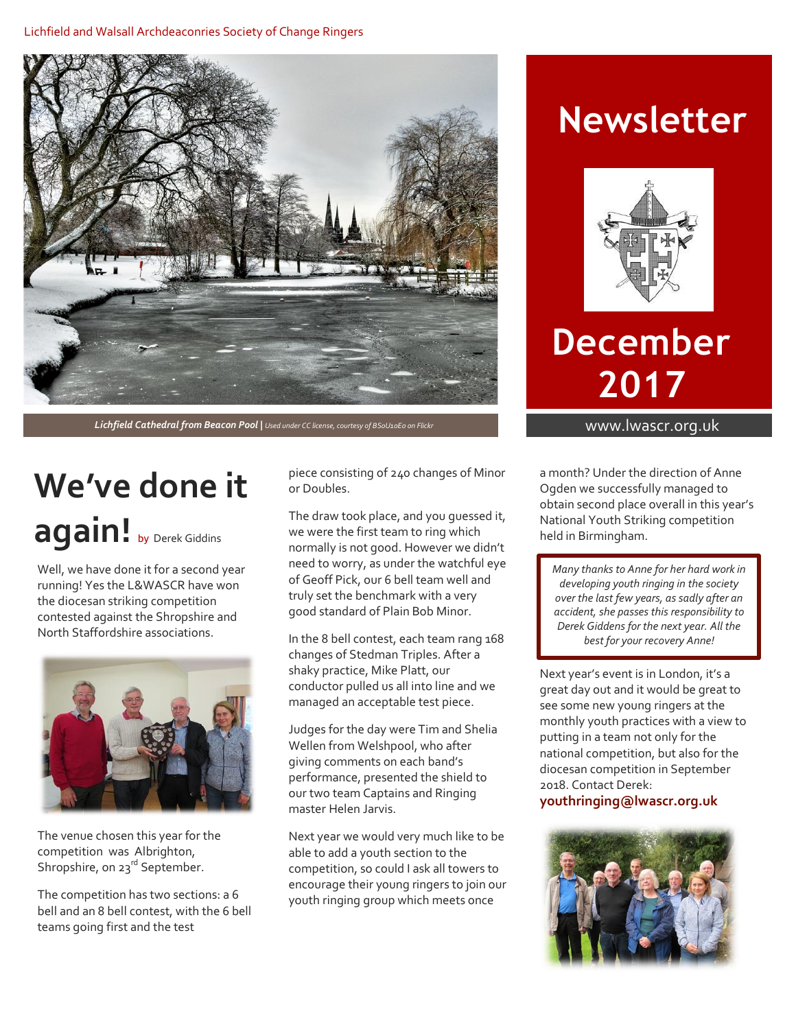Lichfield and Walsall Archdeaconries Society of Change Ringers

# Newsletter

# December 2017

www.lwascr.org.uk

***Lichfield Cathedral from Beacon Pool*** | *Used under CC license, courtesy of BSoU10Eo on Flickr*

# We've done it again! 

by Derek Giddins

Well, we have done it for a second year running! Yes the L&WASCR have won the diocesan striking competition contested against the Shropshire and North Staffordshire associations.

The venue chosen this year for the competition was Albrighton, Shropshire, on 23rd September.

The competition has two sections: a 6 bell and an 8 bell contest, with the 6 bell teams going first and the test piece consisting of 240 changes of Minor or Doubles.

The draw took place, and you guessed it, we were the first team to ring which normally is not good. However we didn't need to worry, as under the watchful eye of Geoff Pick, our 6 bell team well and truly set the benchmark with a very good standard of Plain Bob Minor.

In the 8 bell contest, each team rang 168 changes of Stedman Triples. After a shaky practice, Mike Platt, our conductor pulled us all into line and we managed an acceptable test piece.

Judges for the day were Tim and Shelia Wellen from Welshpool, who after giving comments on each band's performance, presented the shield to our two team Captains and Ringing master Helen Jarvis.

Next year we would very much like to be able to add a youth section to the competition, so could I ask all towers to encourage their young ringers to join our youth ringing group which meets once a month? Under the direction of Anne Ogden we successfully managed to obtain second place overall in this year's National Youth Striking competition held in Birmingham.

*Many thanks to Anne for her hard work in developing youth ringing in the society over the last few years, as sadly after an accident, she passes this responsibility to Derek Giddens for the next year. All the best for your recovery Anne!*

Next year's event is in London, it's a great day out and it would be great to see some new young ringers at the monthly youth practices with a view to putting in a team not only for the national competition, but also for the diocesan competition in September 2018. Contact Derek: **youthringing@lwascr.org.uk**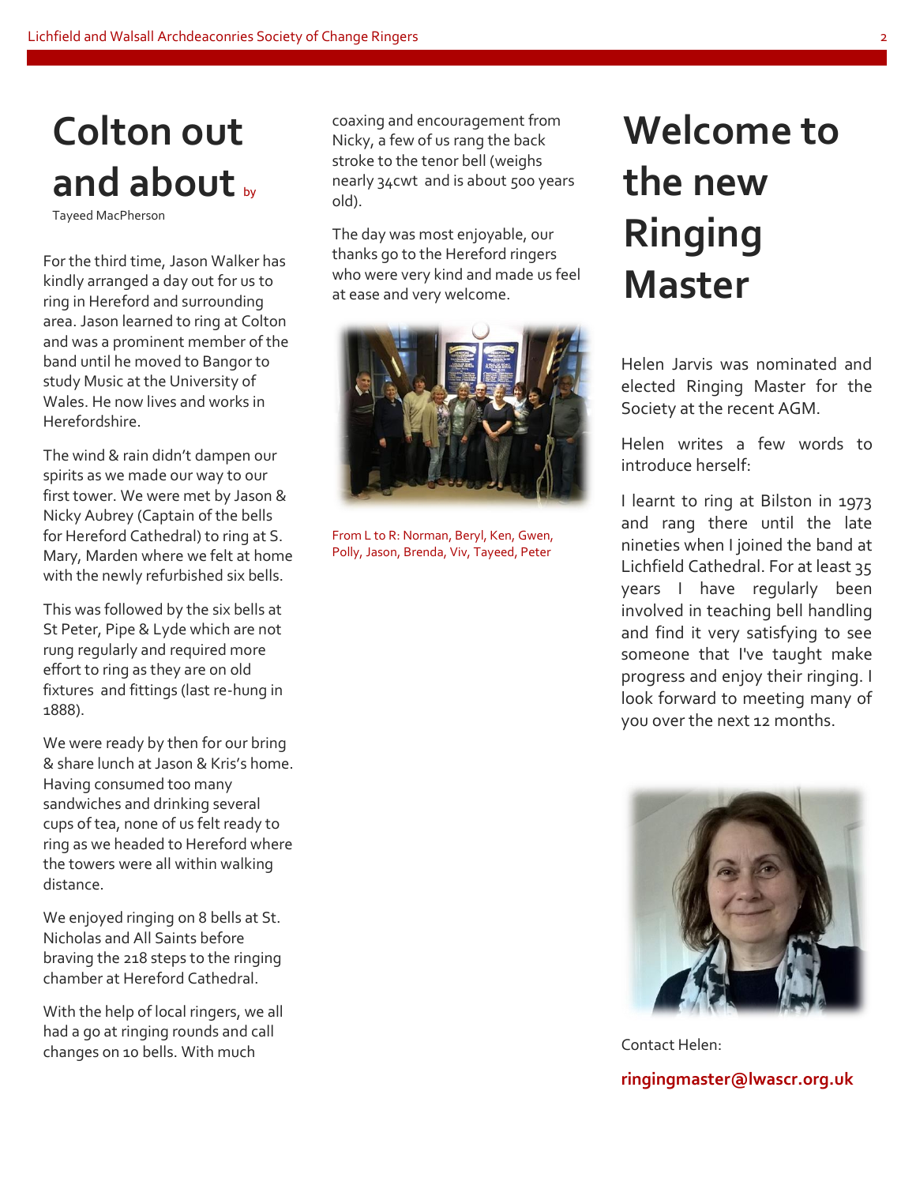# Colton out and about

by Tayeed MacPherson

For the third time, Jason Walker has kindly arranged a day out for us to ring in Hereford and surrounding area. Jason learned to ring at Colton and was a prominent member of the band until he moved to Bangor to study Music at the University of Wales. He now lives and works in Herefordshire.

The wind & rain didn't dampen our spirits as we made our way to our first tower. We were met by Jason & Nicky Aubrey (Captain of the bells for Hereford Cathedral) to ring at S. Mary, Marden where we felt at home with the newly refurbished six bells.

This was followed by the six bells at St Peter, Pipe & Lyde which are not rung regularly and required more effort to ring as they are on old fixtures and fittings (last re-hung in 1888).

We were ready by then for our bring & share lunch at Jason & Kris's home. Having consumed too many sandwiches and drinking several cups of tea, none of us felt ready to ring as we headed to Hereford where the towers were all within walking distance.

We enjoyed ringing on 8 bells at St. Nicholas and All Saints before braving the 218 steps to the ringing chamber at Hereford Cathedral.

With the help of local ringers, we all had a go at ringing rounds and call changes on 10 bells. With much coaxing and encouragement from Nicky, a few of us rang the back stroke to the tenor bell (weighs nearly 34cwt and is about 500 years old).

The day was most enjoyable, our thanks go to the Hereford ringers who were very kind and made us feel at ease and very welcome.

From L to R: Norman, Beryl, Ken, Gwen, Polly, Jason, Brenda, Viv, Tayeed, Peter

# Welcome to the new Ringing Master

Helen Jarvis was nominated and elected Ringing Master for the Society at the recent AGM.

Helen writes a few words to introduce herself:

I learnt to ring at Bilston in 1973 and rang there until the late nineties when I joined the band at Lichfield Cathedral. For at least 35 years I have regularly been involved in teaching bell handling and find it very satisfying to see someone that I've taught make progress and enjoy their ringing. I look forward to meeting many of you over the next 12 months.

Contact Helen:

**ringingmaster@lwascr.org.uk**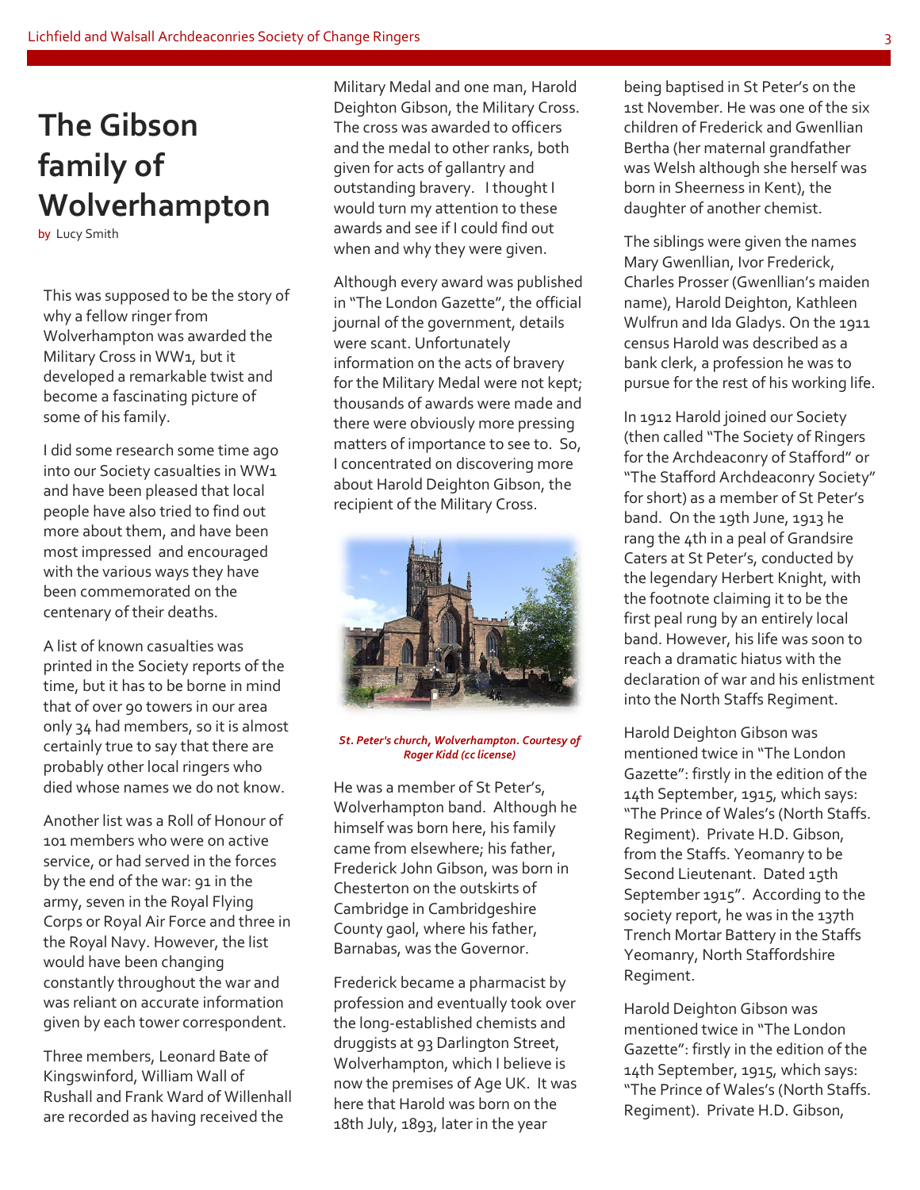# The Gibson family of Wolverhampton

by Lucy Smith

This was supposed to be the story of why a fellow ringer from Wolverhampton was awarded the Military Cross in WW1, but it developed a remarkable twist and become a fascinating picture of some of his family.

I did some research some time ago into our Society casualties in WW1 and have been pleased that local people have also tried to find out more about them, and have been most impressed and encouraged with the various ways they have been commemorated on the centenary of their deaths.

A list of known casualties was printed in the Society reports of the time, but it has to be borne in mind that of over 90 towers in our area only 34 had members, so it is almost certainly true to say that there are probably other local ringers who died whose names we do not know.

Another list was a Roll of Honour of 101 members who were on active service, or had served in the forces by the end of the war: 91 in the army, seven in the Royal Flying Corps or Royal Air Force and three in the Royal Navy. However, the list would have been changing constantly throughout the war and was reliant on accurate information given by each tower correspondent.

Three members, Leonard Bate of Kingswinford, William Wall of Rushall and Frank Ward of Willenhall are recorded as having received the Military Medal and one man, Harold Deighton Gibson, the Military Cross. The cross was awarded to officers and the medal to other ranks, both given for acts of gallantry and outstanding bravery. I thought I would turn my attention to these awards and see if I could find out when and why they were given.

Although every award was published in "The London Gazette", the official journal of the government, details were scant. Unfortunately information on the acts of bravery for the Military Medal were not kept; thousands of awards were made and there were obviously more pressing matters of importance to see to. So, I concentrated on discovering more about Harold Deighton Gibson, the recipient of the Military Cross.

*St. Peter's church, Wolverhampton. Courtesy of Roger Kidd (cc license)*

He was a member of St Peter's, Wolverhampton band. Although he himself was born here, his family came from elsewhere; his father, Frederick John Gibson, was born in Chesterton on the outskirts of Cambridge in Cambridgeshire County gaol, where his father, Barnabas, was the Governor.

Frederick became a pharmacist by profession and eventually took over the long-established chemists and druggists at 93 Darlington Street, Wolverhampton, which I believe is now the premises of Age UK. It was here that Harold was born on the 18th July, 1893, later in the year being baptised in St Peter's on the 1st November. He was one of the six children of Frederick and Gwenllian Bertha (her maternal grandfather was Welsh although she herself was born in Sheerness in Kent), the daughter of another chemist.

The siblings were given the names Mary Gwenllian, Ivor Frederick, Charles Prosser (Gwenllian's maiden name), Harold Deighton, Kathleen Wulfrun and Ida Gladys. On the 1911 census Harold was described as a bank clerk, a profession he was to pursue for the rest of his working life.

In 1912 Harold joined our Society (then called "The Society of Ringers for the Archdeaconry of Stafford" or "The Stafford Archdeaconry Society" for short) as a member of St Peter's band. On the 19th June, 1913 he rang the 4th in a peal of Grandsire Caters at St Peter's, conducted by the legendary Herbert Knight, with the footnote claiming it to be the first peal rung by an entirely local band. However, his life was soon to reach a dramatic hiatus with the declaration of war and his enlistment into the North Staffs Regiment.

Harold Deighton Gibson was mentioned twice in "The London Gazette": firstly in the edition of the 14th September, 1915, which says: "The Prince of Wales's (North Staffs. Regiment). Private H.D. Gibson, from the Staffs. Yeomanry to be Second Lieutenant. Dated 15th September 1915". According to the society report, he was in the 137th Trench Mortar Battery in the Staffs Yeomanry, North Staffordshire Regiment.

Harold Deighton Gibson was mentioned twice in "The London Gazette": firstly in the edition of the 14th September, 1915, which says: "The Prince of Wales's (North Staffs. Regiment). Private H.D. Gibson,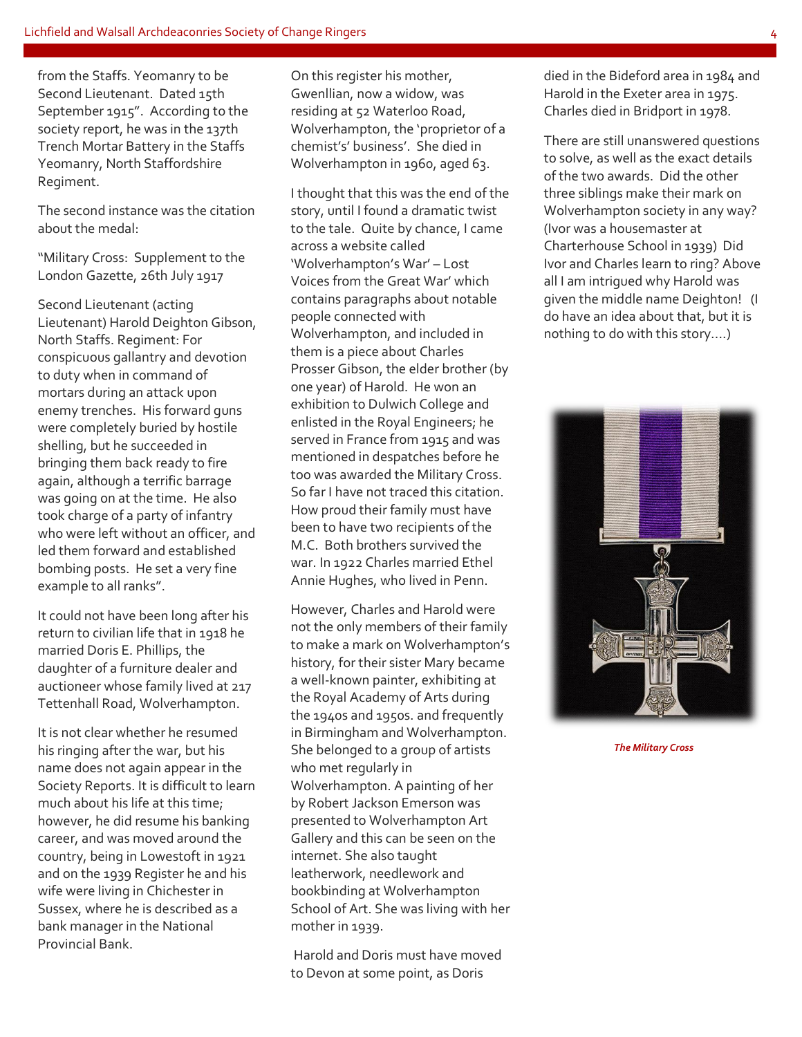from the Staffs. Yeomanry to be Second Lieutenant. Dated 15th September 1915". According to the society report, he was in the 137th Trench Mortar Battery in the Staffs Yeomanry, North Staffordshire Regiment.

The second instance was the citation about the medal:

"Military Cross: Supplement to the London Gazette, 26th July 1917

Second Lieutenant (acting Lieutenant) Harold Deighton Gibson, North Staffs. Regiment: For conspicuous gallantry and devotion to duty when in command of mortars during an attack upon enemy trenches. His forward guns were completely buried by hostile shelling, but he succeeded in bringing them back ready to fire again, although a terrific barrage was going on at the time. He also took charge of a party of infantry who were left without an officer, and led them forward and established bombing posts. He set a very fine example to all ranks".

It could not have been long after his return to civilian life that in 1918 he married Doris E. Phillips, the daughter of a furniture dealer and auctioneer whose family lived at 217 Tettenhall Road, Wolverhampton.

It is not clear whether he resumed his ringing after the war, but his name does not again appear in the Society Reports. It is difficult to learn much about his life at this time; however, he did resume his banking career, and was moved around the country, being in Lowestoft in 1921 and on the 1939 Register he and his wife were living in Chichester in Sussex, where he is described as a bank manager in the National Provincial Bank.

On this register his mother, Gwenllian, now a widow, was residing at 52 Waterloo Road, Wolverhampton, the 'proprietor of a chemist's' business'. She died in Wolverhampton in 1960, aged 63.

I thought that this was the end of the story, until I found a dramatic twist to the tale. Quite by chance, I came across a website called 'Wolverhampton's War' – Lost Voices from the Great War' which contains paragraphs about notable people connected with Wolverhampton, and included in them is a piece about Charles Prosser Gibson, the elder brother (by one year) of Harold. He won an exhibition to Dulwich College and enlisted in the Royal Engineers; he served in France from 1915 and was mentioned in despatches before he too was awarded the Military Cross. So far I have not traced this citation. How proud their family must have been to have two recipients of the M.C. Both brothers survived the war. In 1922 Charles married Ethel Annie Hughes, who lived in Penn.

However, Charles and Harold were not the only members of their family to make a mark on Wolverhampton's history, for their sister Mary became a well-known painter, exhibiting at the Royal Academy of Arts during the 1940s and 1950s. and frequently in Birmingham and Wolverhampton. She belonged to a group of artists who met regularly in Wolverhampton. A painting of her by Robert Jackson Emerson was presented to Wolverhampton Art Gallery and this can be seen on the internet. She also taught leatherwork, needlework and bookbinding at Wolverhampton School of Art. She was living with her mother in 1939.

Harold and Doris must have moved to Devon at some point, as Doris died in the Bideford area in 1984 and Harold in the Exeter area in 1975. Charles died in Bridport in 1978.

There are still unanswered questions to solve, as well as the exact details of the two awards. Did the other three siblings make their mark on Wolverhampton society in any way? (Ivor was a housemaster at Charterhouse School in 1939) Did Ivor and Charles learn to ring? Above all I am intrigued why Harold was given the middle name Deighton! (I do have an idea about that, but it is nothing to do with this story….)

*The Military Cross*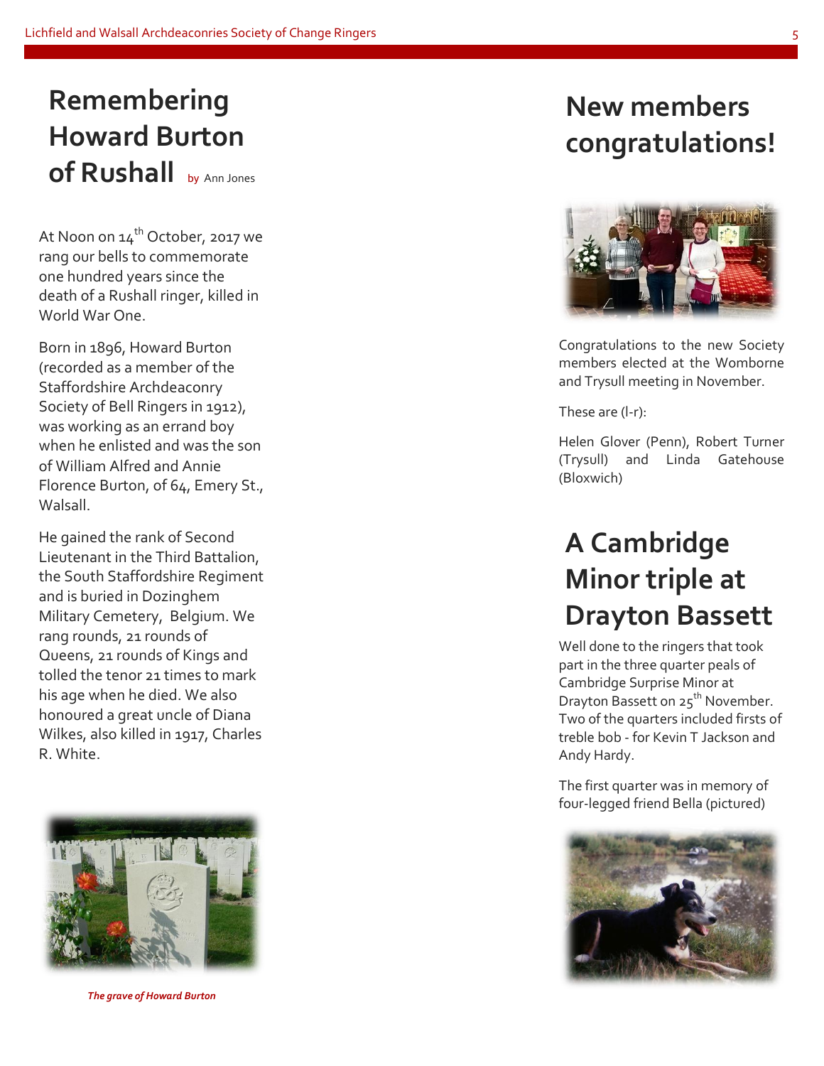# Remembering Howard Burton of Rushall

by Ann Jones

At Noon on 14th October, 2017 we rang our bells to commemorate one hundred years since the death of a Rushall ringer, killed in World War One.

Born in 1896, Howard Burton (recorded as a member of the Staffordshire Archdeaconry Society of Bell Ringers in 1912), was working as an errand boy when he enlisted and was the son of William Alfred and Annie Florence Burton, of 64, Emery St., Walsall.

He gained the rank of Second Lieutenant in the Third Battalion, the South Staffordshire Regiment and is buried in Dozinghem Military Cemetery, Belgium. We rang rounds, 21 rounds of Queens, 21 rounds of Kings and tolled the tenor 21 times to mark his age when he died. We also honoured a great uncle of Diana Wilkes, also killed in 1917, Charles R. White.

*The grave of Howard Burton*

# New members congratulations!

Congratulations to the new Society members elected at the Womborne and Trysull meeting in November.

These are (l-r):

Helen Glover (Penn), Robert Turner (Trysull) and Linda Gatehouse (Bloxwich)

# A Cambridge Minor triple at Drayton Bassett

Well done to the ringers that took part in the three quarter peals of Cambridge Surprise Minor at Drayton Bassett on 25th November. Two of the quarters included firsts of treble bob - for Kevin T Jackson and Andy Hardy.

The first quarter was in memory of four-legged friend Bella (pictured)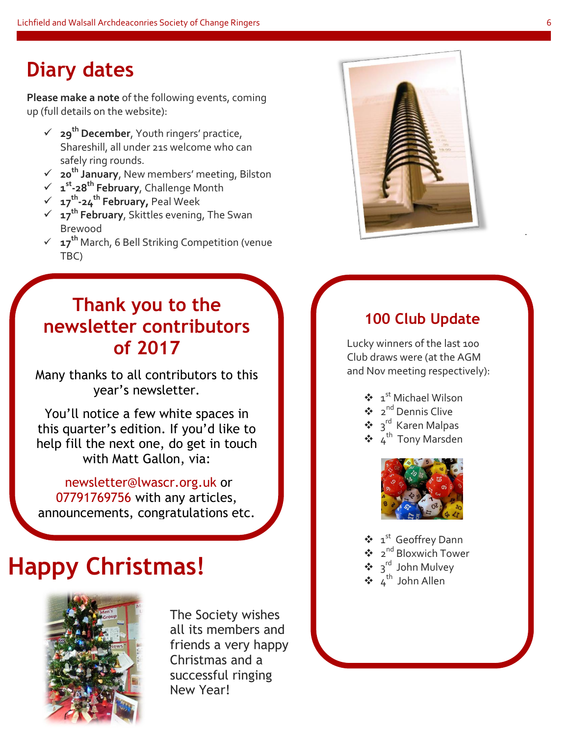# Diary dates

**Please make a note** of the following events, coming up (full details on the website):

- **29th December**, Youth ringers' practice, Shareshill, all under 21s welcome who can safely ring rounds.
- **20th January**, New members' meeting, Bilston
- **1st-28th February**, Challenge Month
- **17th-24th February,** Peal Week
- **17th February**, Skittles evening, The Swan Brewood
- **17th** March, 6 Bell Striking Competition (venue TBC)

## Thank you to the newsletter contributors of 2017

Many thanks to all contributors to this year's newsletter.

You'll notice a few white spaces in this quarter's edition. If you'd like to help fill the next one, do get in touch with Matt Gallon, via:

newsletter@lwascr.org.uk or 07791769756 with any articles, announcements, congratulations etc.

## 100 Club Update

Lucky winners of the last 100 Club draws were (at the AGM and Nov meeting respectively):

- 1st Michael Wilson
- 2nd Dennis Clive
- 3rd Karen Malpas
- 4th Tony Marsden

- 1st Geoffrey Dann
- 2nd Bloxwich Tower
- 3rd John Mulvey
- 4th John Allen

# Happy Christmas!

The Society wishes all its members and friends a very happy Christmas and a successful ringing New Year!